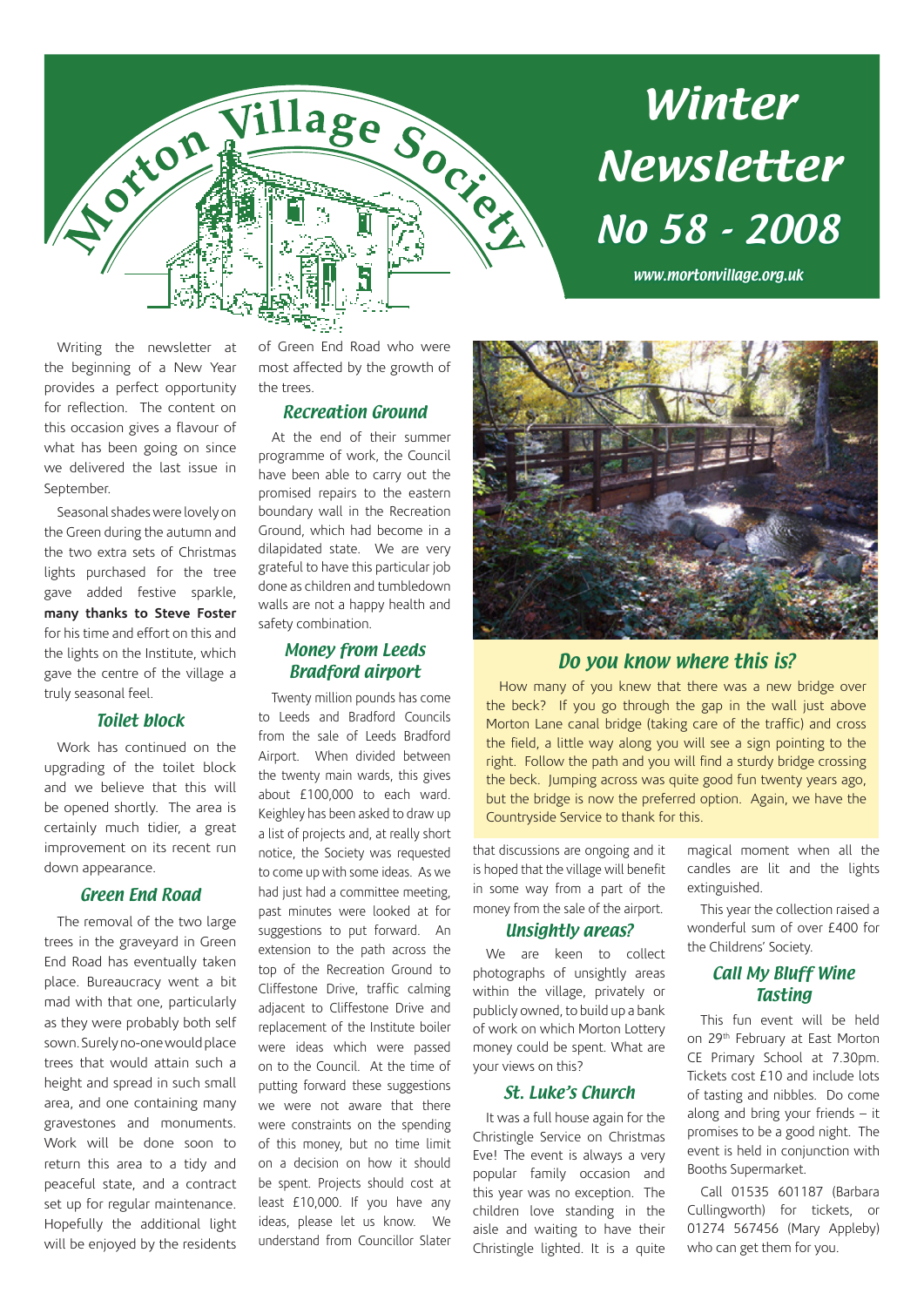# Morton Village Society

# Winter Newsletter No 58 - 2008

www.mortonvillage.org.uk

Writing the newsletter at the beginning of a New Year provides a perfect opportunity for reflection. The content on this occasion gives a flavour of what has been going on since we delivered the last issue in September.

Seasonal shades were lovely on the Green during the autumn and the two extra sets of Christmas lights purchased for the tree gave added festive sparkle, **many thanks to Steve Foster** for his time and effort on this and the lights on the Institute, which gave the centre of the village a truly seasonal feel.

## Toilet block

Work has continued on the upgrading of the toilet block and we believe that this will be opened shortly. The area is certainly much tidier, a great improvement on its recent run down appearance.

## Green End Road

The removal of the two large trees in the graveyard in Green End Road has eventually taken place. Bureaucracy went a bit mad with that one, particularly as they were probably both self sown. Surely no-one would place trees that would attain such a height and spread in such small area, and one containing many gravestones and monuments. Work will be done soon to return this area to a tidy and peaceful state, and a contract set up for regular maintenance. Hopefully the additional light will be enjoyed by the residents of Green End Road who were most affected by the growth of the trees.

## Recreation Ground

At the end of their summer programme of work, the Council have been able to carry out the promised repairs to the eastern boundary wall in the Recreation Ground, which had become in a dilapidated state. We are very grateful to have this particular job done as children and tumbledown walls are not a happy health and safety combination.

## Money from Leeds Bradford airport

Twenty million pounds has come to Leeds and Bradford Councils from the sale of Leeds Bradford Airport. When divided between the twenty main wards, this gives about £100,000 to each ward. Keighley has been asked to draw up a list of projects and, at really short notice, the Society was requested to come up with some ideas. As we had just had a committee meeting, past minutes were looked at for suggestions to put forward. An extension to the path across the top of the Recreation Ground to Cliffestone Drive, traffic calming adjacent to Cliffestone Drive and replacement of the Institute boiler were ideas which were passed on to the Council. At the time of putting forward these suggestions we were not aware that there were constraints on the spending of this money, but no time limit on a decision on how it should be spent. Projects should cost at least £10,000. If you have any ideas, please let us know. We understand from Councillor Slater that discussions are ongoing and it is hoped that the village will benefit in some way from a part of the money from the sale of the airport.

## Do you know where this is?

How many of you knew that there was a new bridge over the beck? If you go through the gap in the wall just above Morton Lane canal bridge (taking care of the traffic) and cross the field, a little way along you will see a sign pointing to the right. Follow the path and you will find a sturdy bridge crossing the beck. Jumping across was quite good fun twenty years ago, but the bridge is now the preferred option. Again, we have the Countryside Service to thank for this.

## Unsightly areas?

We are keen to collect photographs of unsightly areas within the village, privately or publicly owned, to build up a bank of work on which Morton Lottery money could be spent. What are your views on this?

## St. Luke's Church

It was a full house again for the Christingle Service on Christmas Eve! The event is always a very popular family occasion and this year was no exception. The children love standing in the aisle and waiting to have their Christingle lighted. It is a quite magical moment when all the candles are lit and the lights extinguished.

This year the collection raised a wonderful sum of over £400 for the Childrens' Society.

## Call My Bluff Wine Tasting

This fun event will be held on 29th February at East Morton CE Primary School at 7.30pm. Tickets cost £10 and include lots of tasting and nibbles. Do come along and bring your friends – it promises to be a good night. The event is held in conjunction with Booths Supermarket.

Call 01535 601187 (Barbara Cullingworth) for tickets, or 01274 567456 (Mary Appleby) who can get them for you.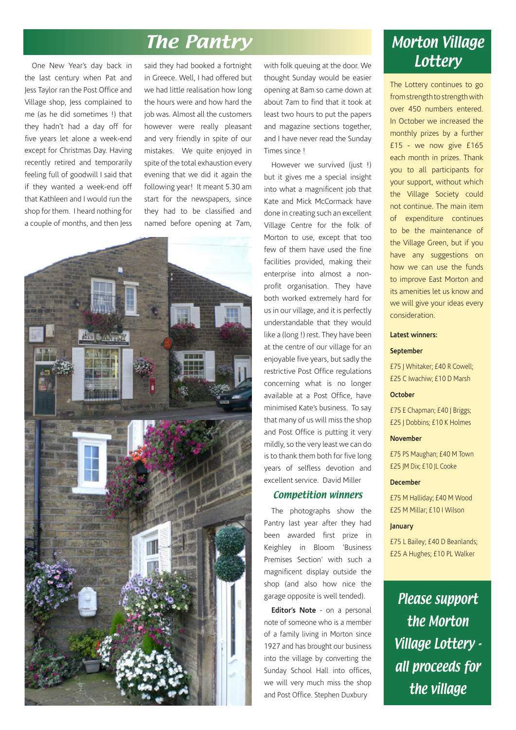# The Pantry

One New Year's day back in the last century when Pat and Jess Taylor ran the Post Office and Village shop, Jess complained to me (as he did sometimes !) that they hadn't had a day off for five years let alone a week-end except for Christmas Day. Having recently retired and temporarily feeling full of goodwill I said that if they wanted a week-end off that Kathleen and I would run the shop for them. I heard nothing for a couple of months, and then Jess said they had booked a fortnight in Greece. Well, I had offered but we had little realisation how long the hours were and how hard the job was. Almost all the customers however were really pleasant and very friendly in spite of our mistakes. We quite enjoyed in spite of the total exhaustion every evening that we did it again the following year! It meant 5.30 am start for the newspapers, since they had to be classified and named before opening at 7am, with folk queuing at the door. We thought Sunday would be easier opening at 8am so came down at about 7am to find that it took at least two hours to put the papers and magazine sections together, and I have never read the Sunday Times since !

However we survived (just !) but it gives me a special insight into what a magnificent job that Kate and Mick McCormack have done in creating such an excellent Village Centre for the folk of Morton to use, except that too few of them have used the fine facilities provided, making their enterprise into almost a non-profit organisation. They have both worked extremely hard for us in our village, and it is perfectly understandable that they would like a (long !) rest. They have been at the centre of our village for an enjoyable five years, but sadly the restrictive Post Office regulations concerning what is no longer available at a Post Office, have minimised Kate's business. To say that many of us will miss the shop and Post Office is putting it very mildly, so the very least we can do is to thank them both for five long years of selfless devotion and excellent service. David Miller

## Competition winners

The photographs show the Pantry last year after they had been awarded first prize in Keighley in Bloom 'Business Premises Section' with such a magnificent display outside the shop (and also how nice the garage opposite is well tended).

**Editor's Note** - on a personal note of someone who is a member of a family living in Morton since 1927 and has brought our business into the village by converting the Sunday School Hall into offices, we will very much miss the shop and Post Office. Stephen Duxbury

# Morton Village Lottery

The Lottery continues to go from strength to strength with over 450 numbers entered. In October we increased the monthly prizes by a further £15 - we now give £165 each month in prizes. Thank you to all participants for your support, without which the Village Society could not continue. The main item of expenditure continues to be the maintenance of the Village Green, but if you have any suggestions on how we can use the funds to improve East Morton and its amenities let us know and we will give your ideas every consideration.

**Latest winners:**

**September**

£75 J Whitaker; £40 R Cowell; £25 C Iwachiw; £10 D Marsh

**October**

£75 E Chapman; £40 J Briggs; £25 J Dobbins; £10 K Holmes

**November**

£75 PS Maughan; £40 M Town £25 JM Dix; £10 JL Cooke

**December**

£75 M Halliday; £40 M Wood £25 M Millar; £10 I Wilson

**January**

£75 L Bailey; £40 D Beanlands; £25 A Hughes; £10 PL Walker

***Please support the Morton Village Lottery - all proceeds for the village***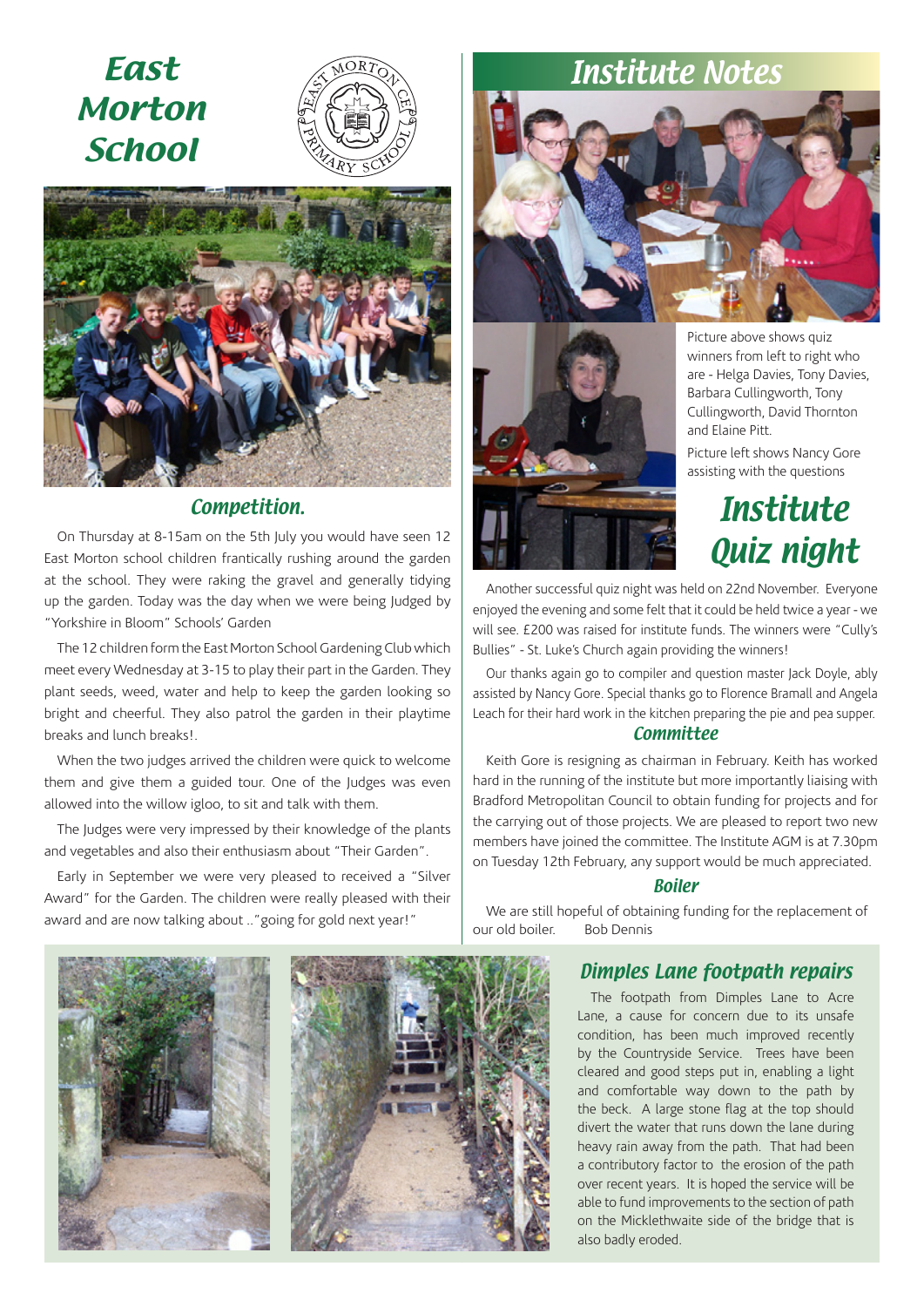# East Morton School

## Competition.

On Thursday at 8-15am on the 5th July you would have seen 12 East Morton school children frantically rushing around the garden at the school. They were raking the gravel and generally tidying up the garden. Today was the day when we were being Judged by "Yorkshire in Bloom" Schools' Garden

The 12 children form the East Morton School Gardening Club which meet every Wednesday at 3-15 to play their part in the Garden. They plant seeds, weed, water and help to keep the garden looking so bright and cheerful. They also patrol the garden in their playtime breaks and lunch breaks!.

When the two judges arrived the children were quick to welcome them and give them a guided tour. One of the Judges was even allowed into the willow igloo, to sit and talk with them.

The Judges were very impressed by their knowledge of the plants and vegetables and also their enthusiasm about "Their Garden".

Early in September we were very pleased to received a "Silver Award" for the Garden. The children were really pleased with their award and are now talking about .."going for gold next year!"

# Institute Notes

Picture above shows quiz winners from left to right who are - Helga Davies, Tony Davies, Barbara Cullingworth, Tony Cullingworth, David Thornton and Elaine Pitt.

Picture left shows Nancy Gore assisting with the questions

## Institute Quiz night

Another successful quiz night was held on 22nd November. Everyone enjoyed the evening and some felt that it could be held twice a year - we will see. £200 was raised for institute funds. The winners were "Cully's Bullies" - St. Luke's Church again providing the winners!

Our thanks again go to compiler and question master Jack Doyle, ably assisted by Nancy Gore. Special thanks go to Florence Bramall and Angela Leach for their hard work in the kitchen preparing the pie and pea supper.

### Committee

Keith Gore is resigning as chairman in February. Keith has worked hard in the running of the institute but more importantly liaising with Bradford Metropolitan Council to obtain funding for projects and for the carrying out of those projects. We are pleased to report two new members have joined the committee. The Institute AGM is at 7.30pm on Tuesday 12th February, any support would be much appreciated.

### Boiler

We are still hopeful of obtaining funding for the replacement of our old boiler. Bob Dennis

## Dimples Lane footpath repairs

The footpath from Dimples Lane to Acre Lane, a cause for concern due to its unsafe condition, has been much improved recently by the Countryside Service. Trees have been cleared and good steps put in, enabling a light and comfortable way down to the path by the beck. A large stone flag at the top should divert the water that runs down the lane during heavy rain away from the path. That had been a contributory factor to the erosion of the path over recent years. It is hoped the service will be able to fund improvements to the section of path on the Micklethwaite side of the bridge that is also badly eroded.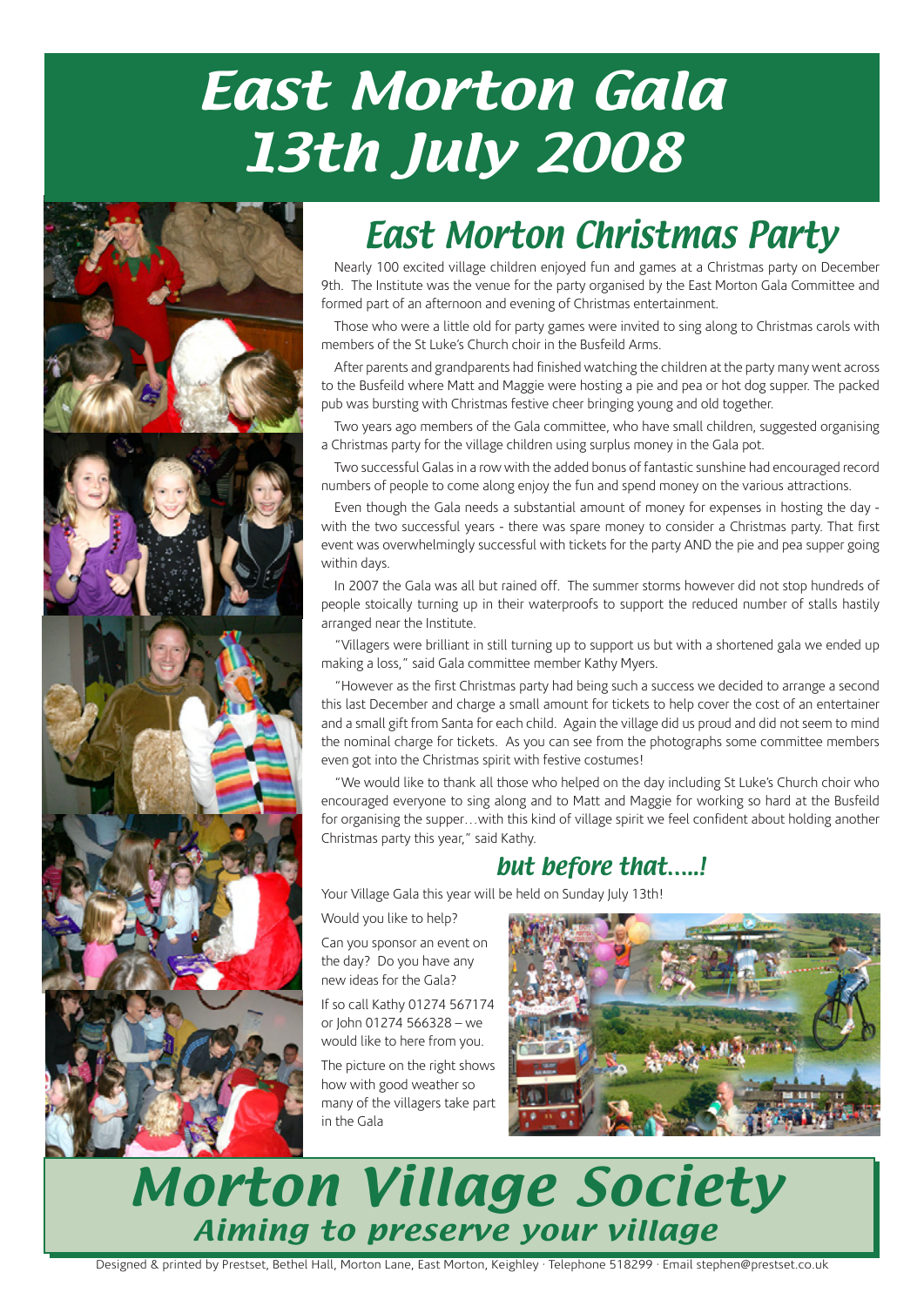# East Morton Gala 13th July 2008

## East Morton Christmas Party

Nearly 100 excited village children enjoyed fun and games at a Christmas party on December 9th. The Institute was the venue for the party organised by the East Morton Gala Committee and formed part of an afternoon and evening of Christmas entertainment.

Those who were a little old for party games were invited to sing along to Christmas carols with members of the St Luke's Church choir in the Busfeild Arms.

After parents and grandparents had finished watching the children at the party many went across to the Busfeild where Matt and Maggie were hosting a pie and pea or hot dog supper. The packed pub was bursting with Christmas festive cheer bringing young and old together.

Two years ago members of the Gala committee, who have small children, suggested organising a Christmas party for the village children using surplus money in the Gala pot.

Two successful Galas in a row with the added bonus of fantastic sunshine had encouraged record numbers of people to come along enjoy the fun and spend money on the various attractions.

Even though the Gala needs a substantial amount of money for expenses in hosting the day - with the two successful years - there was spare money to consider a Christmas party. That first event was overwhelmingly successful with tickets for the party AND the pie and pea supper going within days.

In 2007 the Gala was all but rained off. The summer storms however did not stop hundreds of people stoically turning up in their waterproofs to support the reduced number of stalls hastily arranged near the Institute.

"Villagers were brilliant in still turning up to support us but with a shortened gala we ended up making a loss," said Gala committee member Kathy Myers.

"However as the first Christmas party had being such a success we decided to arrange a second this last December and charge a small amount for tickets to help cover the cost of an entertainer and a small gift from Santa for each child. Again the village did us proud and did not seem to mind the nominal charge for tickets. As you can see from the photographs some committee members even got into the Christmas spirit with festive costumes!

"We would like to thank all those who helped on the day including St Luke's Church choir who encouraged everyone to sing along and to Matt and Maggie for working so hard at the Busfeild for organising the supper…with this kind of village spirit we feel confident about holding another Christmas party this year," said Kathy.

### but before that.....!

Your Village Gala this year will be held on Sunday July 13th!

Would you like to help?

Can you sponsor an event on the day? Do you have any new ideas for the Gala?

If so call Kathy 01274 567174 or John 01274 566328 – we would like to here from you.

The picture on the right shows how with good weather so many of the villagers take part in the Gala

# Morton Village Society

## Aiming to preserve your village

Designed & printed by Prestset, Bethel Hall, Morton Lane, East Morton, Keighley · Telephone 518299 · Email stephen@prestset.co.uk